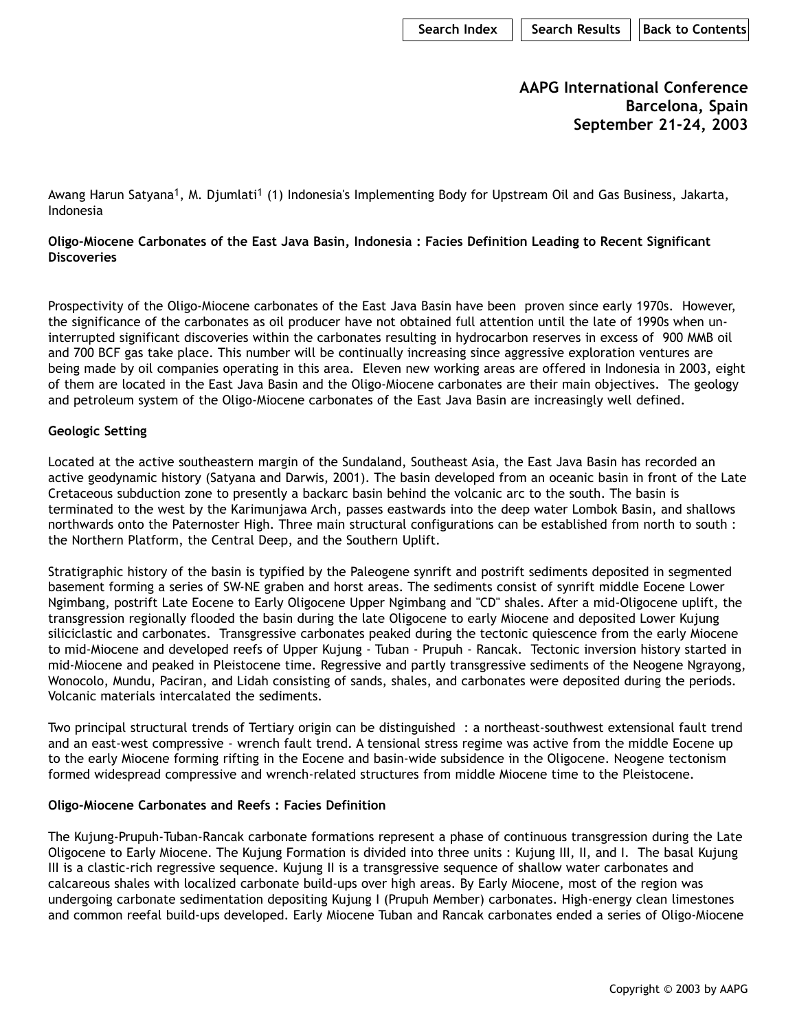AAPG International Conference
Barcelona, Spain
September 21-24, 2003

Awang Harun Satyana[1], M. Djumlati[1] (1) Indonesia's Implementing Body for Upstream Oil and Gas Business, Jakarta, Indonesia

**Oligo-Miocene Carbonates of the East Java Basin, Indonesia : Facies Definition Leading to Recent Significant Discoveries**

Prospectivity of the Oligo-Miocene carbonates of the East Java Basin have been proven since early 1970s. However, the significance of the carbonates as oil producer have not obtained full attention until the late of 1990s when un-interrupted significant discoveries within the carbonates resulting in hydrocarbon reserves in excess of 900 MMB oil and 700 BCF gas take place. This number will be continually increasing since aggressive exploration ventures are being made by oil companies operating in this area. Eleven new working areas are offered in Indonesia in 2003, eight of them are located in the East Java Basin and the Oligo-Miocene carbonates are their main objectives. The geology and petroleum system of the Oligo-Miocene carbonates of the East Java Basin are increasingly well defined.

**Geologic Setting**

Located at the active southeastern margin of the Sundaland, Southeast Asia, the East Java Basin has recorded an active geodynamic history (Satyana and Darwis, 2001). The basin developed from an oceanic basin in front of the Late Cretaceous subduction zone to presently a backarc basin behind the volcanic arc to the south. The basin is terminated to the west by the Karimunjawa Arch, passes eastwards into the deep water Lombok Basin, and shallows northwards onto the Paternoster High. Three main structural configurations can be established from north to south : the Northern Platform, the Central Deep, and the Southern Uplift.

Stratigraphic history of the basin is typified by the Paleogene synrift and postrift sediments deposited in segmented basement forming a series of SW-NE graben and horst areas. The sediments consist of synrift middle Eocene Lower Ngimbang, postrift Late Eocene to Early Oligocene Upper Ngimbang and "CD" shales. After a mid-Oligocene uplift, the transgression regionally flooded the basin during the late Oligocene to early Miocene and deposited Lower Kujung siliciclastic and carbonates. Transgressive carbonates peaked during the tectonic quiescence from the early Miocene to mid-Miocene and developed reefs of Upper Kujung - Tuban - Prupuh - Rancak. Tectonic inversion history started in mid-Miocene and peaked in Pleistocene time. Regressive and partly transgressive sediments of the Neogene Ngrayong, Wonocolo, Mundu, Paciran, and Lidah consisting of sands, shales, and carbonates were deposited during the periods. Volcanic materials intercalated the sediments.

Two principal structural trends of Tertiary origin can be distinguished : a northeast-southwest extensional fault trend and an east-west compressive - wrench fault trend. A tensional stress regime was active from the middle Eocene up to the early Miocene forming rifting in the Eocene and basin-wide subsidence in the Oligocene. Neogene tectonism formed widespread compressive and wrench-related structures from middle Miocene time to the Pleistocene.

**Oligo-Miocene Carbonates and Reefs : Facies Definition**

The Kujung-Prupuh-Tuban-Rancak carbonate formations represent a phase of continuous transgression during the Late Oligocene to Early Miocene. The Kujung Formation is divided into three units : Kujung III, II, and I. The basal Kujung III is a clastic-rich regressive sequence. Kujung II is a transgressive sequence of shallow water carbonates and calcareous shales with localized carbonate build-ups over high areas. By Early Miocene, most of the region was undergoing carbonate sedimentation depositing Kujung I (Prupuh Member) carbonates. High-energy clean limestones and common reefal build-ups developed. Early Miocene Tuban and Rancak carbonates ended a series of Oligo-Miocene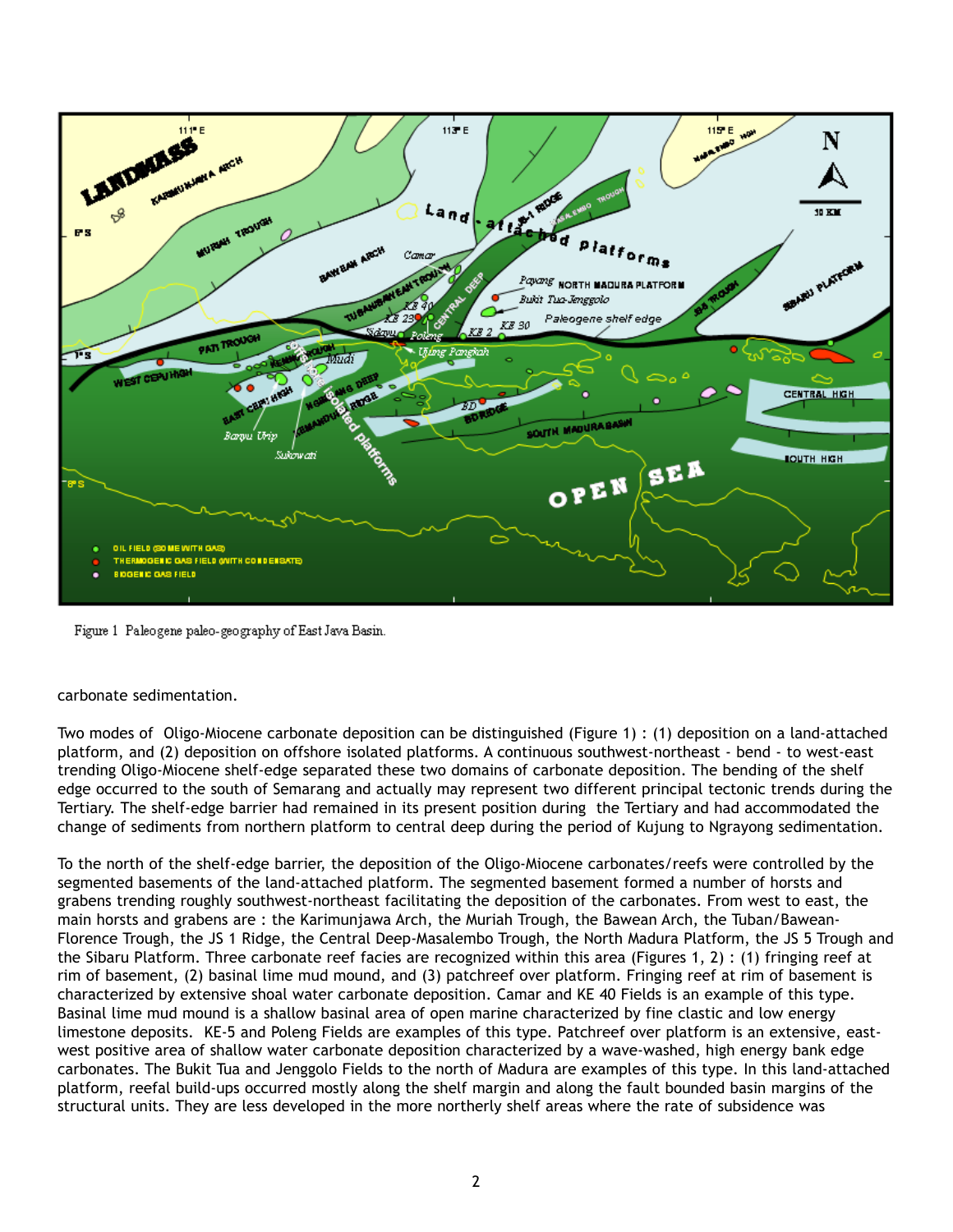Figure 1 Paleogene paleo-geography of East Java Basin.

carbonate sedimentation.

Two modes of Oligo-Miocene carbonate deposition can be distinguished (Figure 1) : (1) deposition on a land-attached platform, and (2) deposition on offshore isolated platforms. A continuous southwest-northeast - bend - to west-east trending Oligo-Miocene shelf-edge separated these two domains of carbonate deposition. The bending of the shelf edge occurred to the south of Semarang and actually may represent two different principal tectonic trends during the Tertiary. The shelf-edge barrier had remained in its present position during the Tertiary and had accommodated the change of sediments from northern platform to central deep during the period of Kujung to Ngrayong sedimentation.

To the north of the shelf-edge barrier, the deposition of the Oligo-Miocene carbonates/reefs were controlled by the segmented basements of the land-attached platform. The segmented basement formed a number of horsts and grabens trending roughly southwest-northeast facilitating the deposition of the carbonates. From west to east, the main horsts and grabens are : the Karimunjawa Arch, the Muriah Trough, the Bawean Arch, the Tuban/Bawean-Florence Trough, the JS 1 Ridge, the Central Deep-Masalembo Trough, the North Madura Platform, the JS 5 Trough and the Sibaru Platform. Three carbonate reef facies are recognized within this area (Figures 1, 2) : (1) fringing reef at rim of basement, (2) basinal lime mud mound, and (3) patchreef over platform. Fringing reef at rim of basement is characterized by extensive shoal water carbonate deposition. Camar and KE 40 Fields is an example of this type. Basinal lime mud mound is a shallow basinal area of open marine characterized by fine clastic and low energy limestone deposits. KE-5 and Poleng Fields are examples of this type. Patchreef over platform is an extensive, east-west positive area of shallow water carbonate deposition characterized by a wave-washed, high energy bank edge carbonates. The Bukit Tua and Jenggolo Fields to the north of Madura are examples of this type. In this land-attached platform, reefal build-ups occurred mostly along the shelf margin and along the fault bounded basin margins of the structural units. They are less developed in the more northerly shelf areas where the rate of subsidence was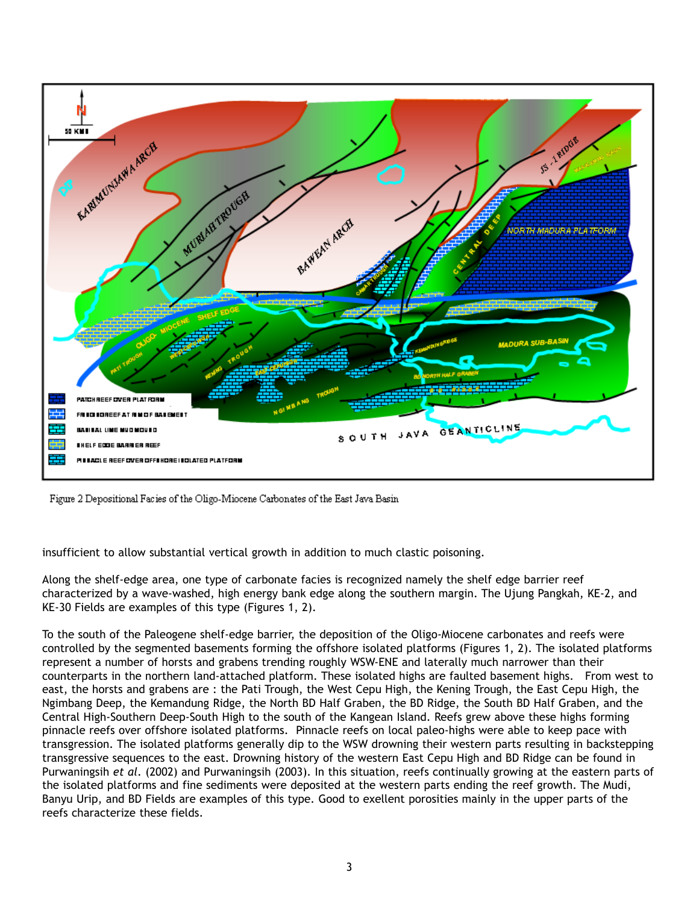Figure 2 Depositional Facies of the Oligo-Miocene Carbonates of the East Java Basin

insufficient to allow substantial vertical growth in addition to much clastic poisoning.

Along the shelf-edge area, one type of carbonate facies is recognized namely the shelf edge barrier reef characterized by a wave-washed, high energy bank edge along the southern margin. The Ujung Pangkah, KE-2, and KE-30 Fields are examples of this type (Figures 1, 2).

To the south of the Paleogene shelf-edge barrier, the deposition of the Oligo-Miocene carbonates and reefs were controlled by the segmented basements forming the offshore isolated platforms (Figures 1, 2). The isolated platforms represent a number of horsts and grabens trending roughly WSW-ENE and laterally much narrower than their counterparts in the northern land-attached platform. These isolated highs are faulted basement highs. From west to east, the horsts and grabens are : the Pati Trough, the West Cepu High, the Kening Trough, the East Cepu High, the Ngimbang Deep, the Kemandung Ridge, the North BD Half Graben, the BD Ridge, the South BD Half Graben, and the Central High-Southern Deep-South High to the south of the Kangean Island. Reefs grew above these highs forming pinnacle reefs over offshore isolated platforms. Pinnacle reefs on local paleo-highs were able to keep pace with transgression. The isolated platforms generally dip to the WSW drowning their western parts resulting in backstepping transgressive sequences to the east. Drowning history of the western East Cepu High and BD Ridge can be found in Purwaningsih *et al*. (2002) and Purwaningsih (2003). In this situation, reefs continually growing at the eastern parts of the isolated platforms and fine sediments were deposited at the western parts ending the reef growth. The Mudi, Banyu Urip, and BD Fields are examples of this type. Good to exellent porosities mainly in the upper parts of the reefs characterize these fields.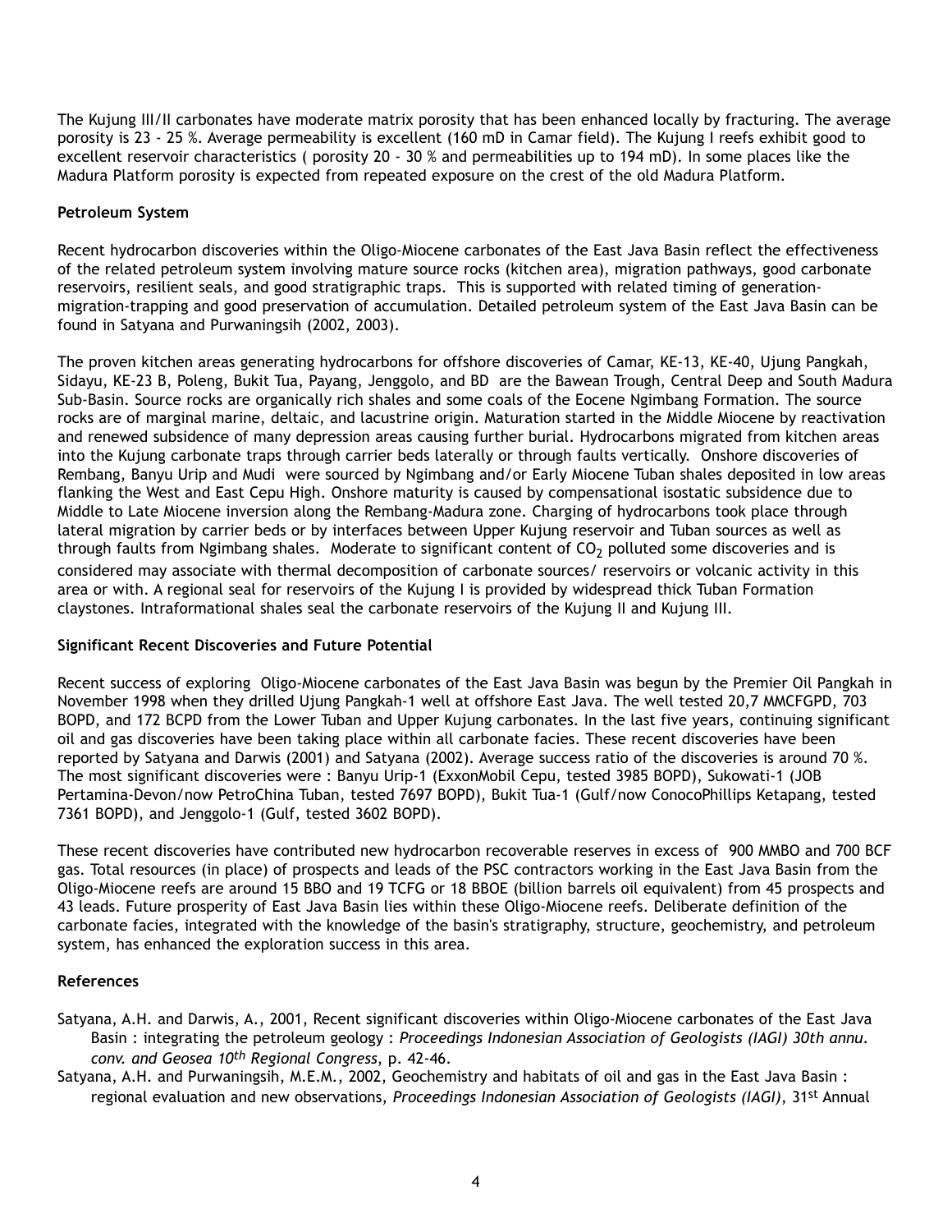The Kujung III/II carbonates have moderate matrix porosity that has been enhanced locally by fracturing. The average porosity is 23 - 25 %. Average permeability is excellent (160 mD in Camar field). The Kujung I reefs exhibit good to excellent reservoir characteristics ( porosity 20 - 30 % and permeabilities up to 194 mD). In some places like the Madura Platform porosity is expected from repeated exposure on the crest of the old Madura Platform.

**Petroleum System**

Recent hydrocarbon discoveries within the Oligo-Miocene carbonates of the East Java Basin reflect the effectiveness of the related petroleum system involving mature source rocks (kitchen area), migration pathways, good carbonate reservoirs, resilient seals, and good stratigraphic traps. This is supported with related timing of generation-migration-trapping and good preservation of accumulation. Detailed petroleum system of the East Java Basin can be found in Satyana and Purwaningsih (2002, 2003).

The proven kitchen areas generating hydrocarbons for offshore discoveries of Camar, KE-13, KE-40, Ujung Pangkah, Sidayu, KE-23 B, Poleng, Bukit Tua, Payang, Jenggolo, and BD are the Bawean Trough, Central Deep and South Madura Sub-Basin. Source rocks are organically rich shales and some coals of the Eocene Ngimbang Formation. The source rocks are of marginal marine, deltaic, and lacustrine origin. Maturation started in the Middle Miocene by reactivation and renewed subsidence of many depression areas causing further burial. Hydrocarbons migrated from kitchen areas into the Kujung carbonate traps through carrier beds laterally or through faults vertically. Onshore discoveries of Rembang, Banyu Urip and Mudi were sourced by Ngimbang and/or Early Miocene Tuban shales deposited in low areas flanking the West and East Cepu High. Onshore maturity is caused by compensational isostatic subsidence due to Middle to Late Miocene inversion along the Rembang-Madura zone. Charging of hydrocarbons took place through lateral migration by carrier beds or by interfaces between Upper Kujung reservoir and Tuban sources as well as through faults from Ngimbang shales. Moderate to significant content of $CO_2$ polluted some discoveries and is considered may associate with thermal decomposition of carbonate sources/ reservoirs or volcanic activity in this area or with. A regional seal for reservoirs of the Kujung I is provided by widespread thick Tuban Formation claystones. Intraformational shales seal the carbonate reservoirs of the Kujung II and Kujung III.

**Significant Recent Discoveries and Future Potential**

Recent success of exploring Oligo-Miocene carbonates of the East Java Basin was begun by the Premier Oil Pangkah in November 1998 when they drilled Ujung Pangkah-1 well at offshore East Java. The well tested 20,7 MMCFGPD, 703 BOPD, and 172 BCPD from the Lower Tuban and Upper Kujung carbonates. In the last five years, continuing significant oil and gas discoveries have been taking place within all carbonate facies. These recent discoveries have been reported by Satyana and Darwis (2001) and Satyana (2002). Average success ratio of the discoveries is around 70 %. The most significant discoveries were : Banyu Urip-1 (ExxonMobil Cepu, tested 3985 BOPD), Sukowati-1 (JOB Pertamina-Devon/now PetroChina Tuban, tested 7697 BOPD), Bukit Tua-1 (Gulf/now ConocoPhillips Ketapang, tested 7361 BOPD), and Jenggolo-1 (Gulf, tested 3602 BOPD).

These recent discoveries have contributed new hydrocarbon recoverable reserves in excess of 900 MMBO and 700 BCF gas. Total resources (in place) of prospects and leads of the PSC contractors working in the East Java Basin from the Oligo-Miocene reefs are around 15 BBO and 19 TCFG or 18 BBOE (billion barrels oil equivalent) from 45 prospects and 43 leads. Future prosperity of East Java Basin lies within these Oligo-Miocene reefs. Deliberate definition of the carbonate facies, integrated with the knowledge of the basin's stratigraphy, structure, geochemistry, and petroleum system, has enhanced the exploration success in this area.

**References**

Satyana, A.H. and Darwis, A., 2001, Recent significant discoveries within Oligo-Miocene carbonates of the East Java Basin : integrating the petroleum geology : *Proceedings Indonesian Association of Geologists (IAGI) 30th annu. conv. and Geosea 10th Regional Congress*, p. 42-46.

Satyana, A.H. and Purwaningsih, M.E.M., 2002, Geochemistry and habitats of oil and gas in the East Java Basin : regional evaluation and new observations, *Proceedings Indonesian Association of Geologists (IAGI)*, 31st Annual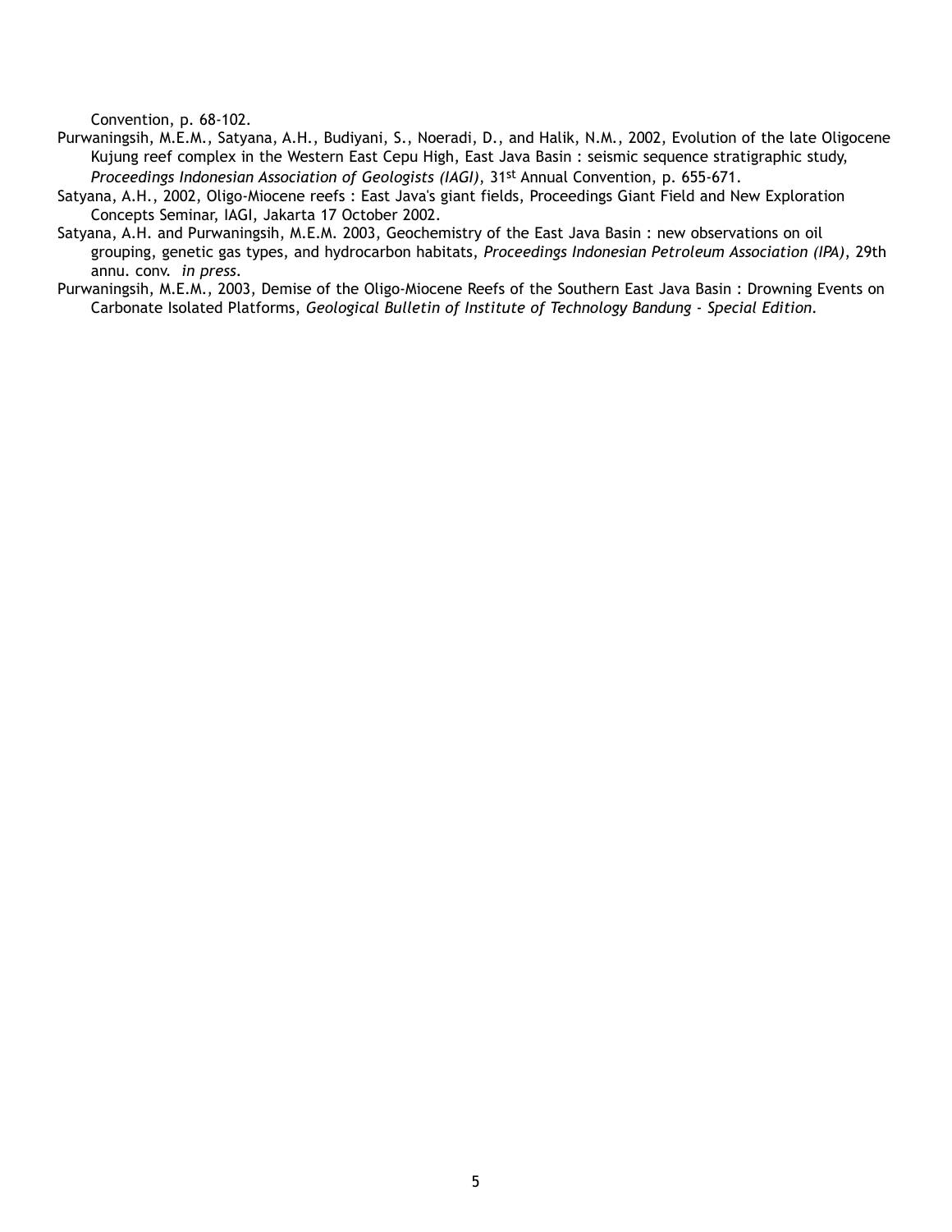Convention, p. 68-102.

Purwaningsih, M.E.M., Satyana, A.H., Budiyani, S., Noeradi, D., and Halik, N.M., 2002, Evolution of the late Oligocene Kujung reef complex in the Western East Cepu High, East Java Basin : seismic sequence stratigraphic study, *Proceedings Indonesian Association of Geologists (IAGI)*, 31st Annual Convention, p. 655-671.

Satyana, A.H., 2002, Oligo-Miocene reefs : East Java's giant fields, Proceedings Giant Field and New Exploration Concepts Seminar, IAGI, Jakarta 17 October 2002.

Satyana, A.H. and Purwaningsih, M.E.M. 2003, Geochemistry of the East Java Basin : new observations on oil grouping, genetic gas types, and hydrocarbon habitats, *Proceedings Indonesian Petroleum Association (IPA)*, 29th annu. conv. *in press*.

Purwaningsih, M.E.M., 2003, Demise of the Oligo-Miocene Reefs of the Southern East Java Basin : Drowning Events on Carbonate Isolated Platforms, *Geological Bulletin of Institute of Technology Bandung - Special Edition*.